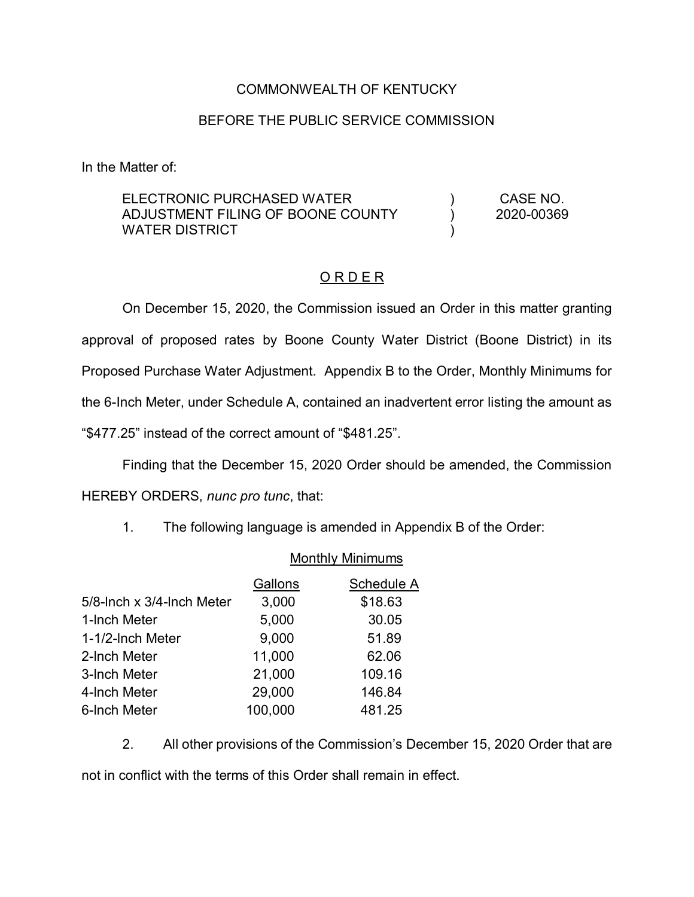COMMONWEALTH OF KENTUCKY

BEFORE THE PUBLIC SERVICE COMMISSION

In the Matter of:

| | | |
|---|---|---|
| ELECTRONIC PURCHASED WATER ADJUSTMENT FILING OF BOONE COUNTY WATER DISTRICT | ) ) ) | CASE NO. 2020-00369 |

## O R D E R

On December 15, 2020, the Commission issued an Order in this matter granting approval of proposed rates by Boone County Water District (Boone District) in its Proposed Purchase Water Adjustment. Appendix B to the Order, Monthly Minimums for the 6-Inch Meter, under Schedule A, contained an inadvertent error listing the amount as "$477.25" instead of the correct amount of "$481.25".

Finding that the December 15, 2020 Order should be amended, the Commission HEREBY ORDERS, *nunc pro tunc*, that:

1. The following language is amended in Appendix B of the Order:

Monthly Minimums

| | Gallons | Schedule A |
|---|---|---|
| 5/8-Inch x 3/4-Inch Meter | 3,000 | $18.63 |
| 1-Inch Meter | 5,000 | 30.05 |
| 1-1/2-Inch Meter | 9,000 | 51.89 |
| 2-Inch Meter | 11,000 | 62.06 |
| 3-Inch Meter | 21,000 | 109.16 |
| 4-Inch Meter | 29,000 | 146.84 |
| 6-Inch Meter | 100,000 | 481.25 |

2. All other provisions of the Commission's December 15, 2020 Order that are not in conflict with the terms of this Order shall remain in effect.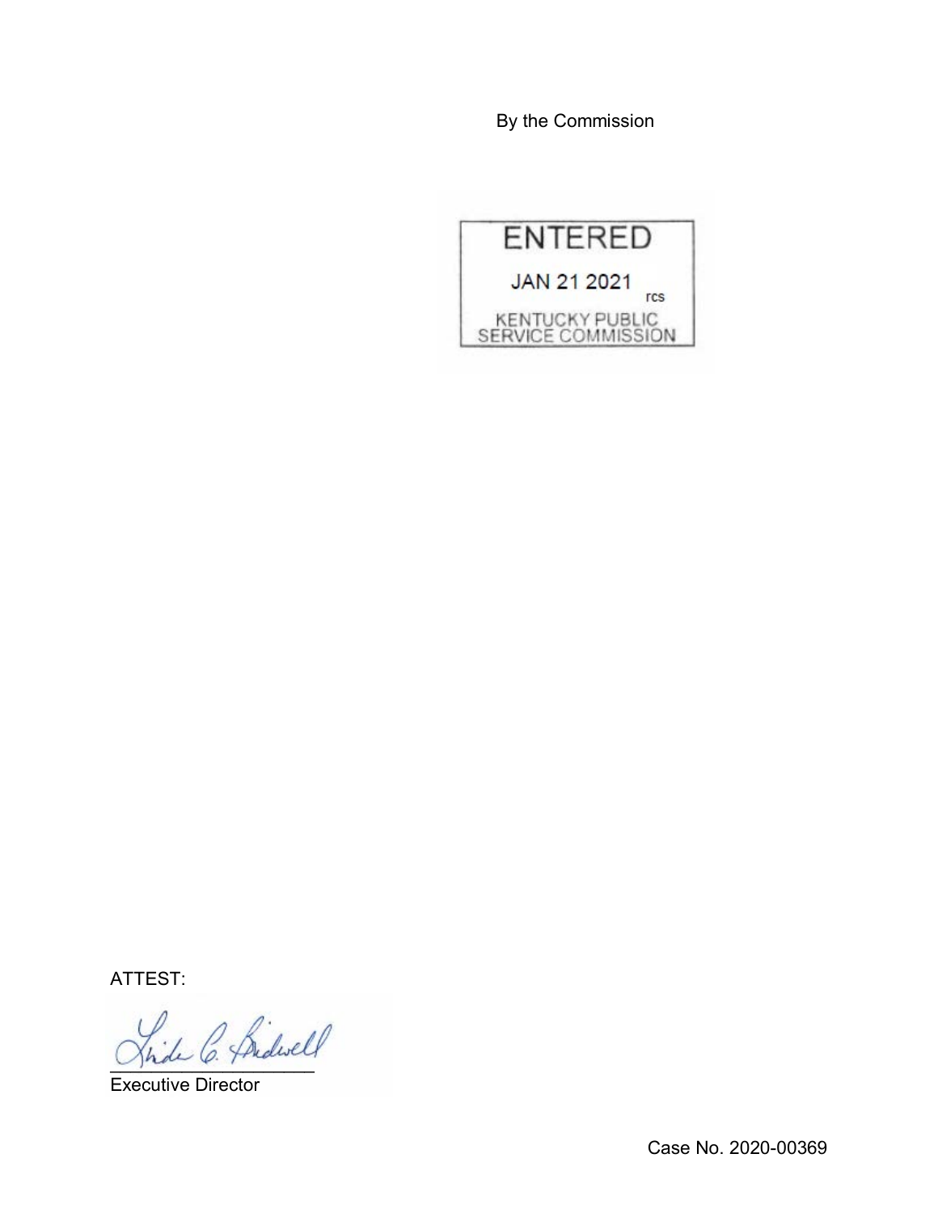By the Commission

ENTERED

JAN 21 2021

rcs

KENTUCKY PUBLIC SERVICE COMMISSION

ATTEST:

Executive Director

Case No. 2020-00369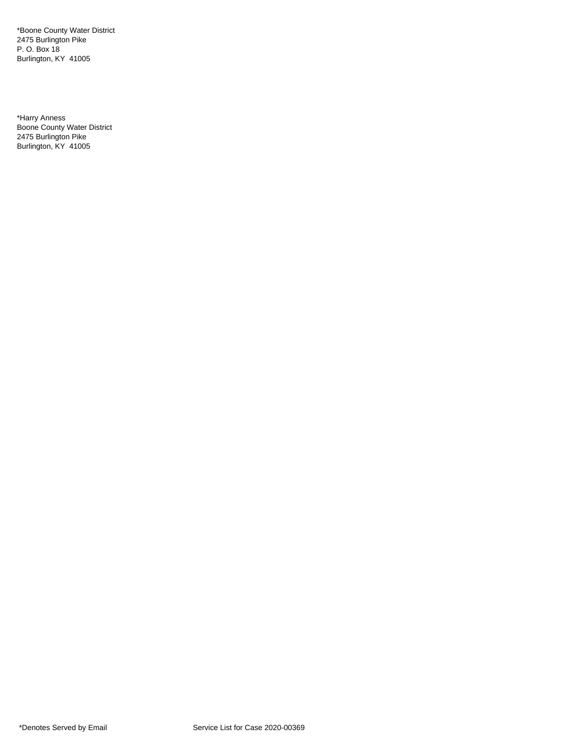*Boone County Water District
2475 Burlington Pike
P. O. Box 18
Burlington, KY 41005

*Harry Anness
Boone County Water District
2475 Burlington Pike
Burlington, KY 41005

*Denotes Served by Email

Service List for Case 2020-00369